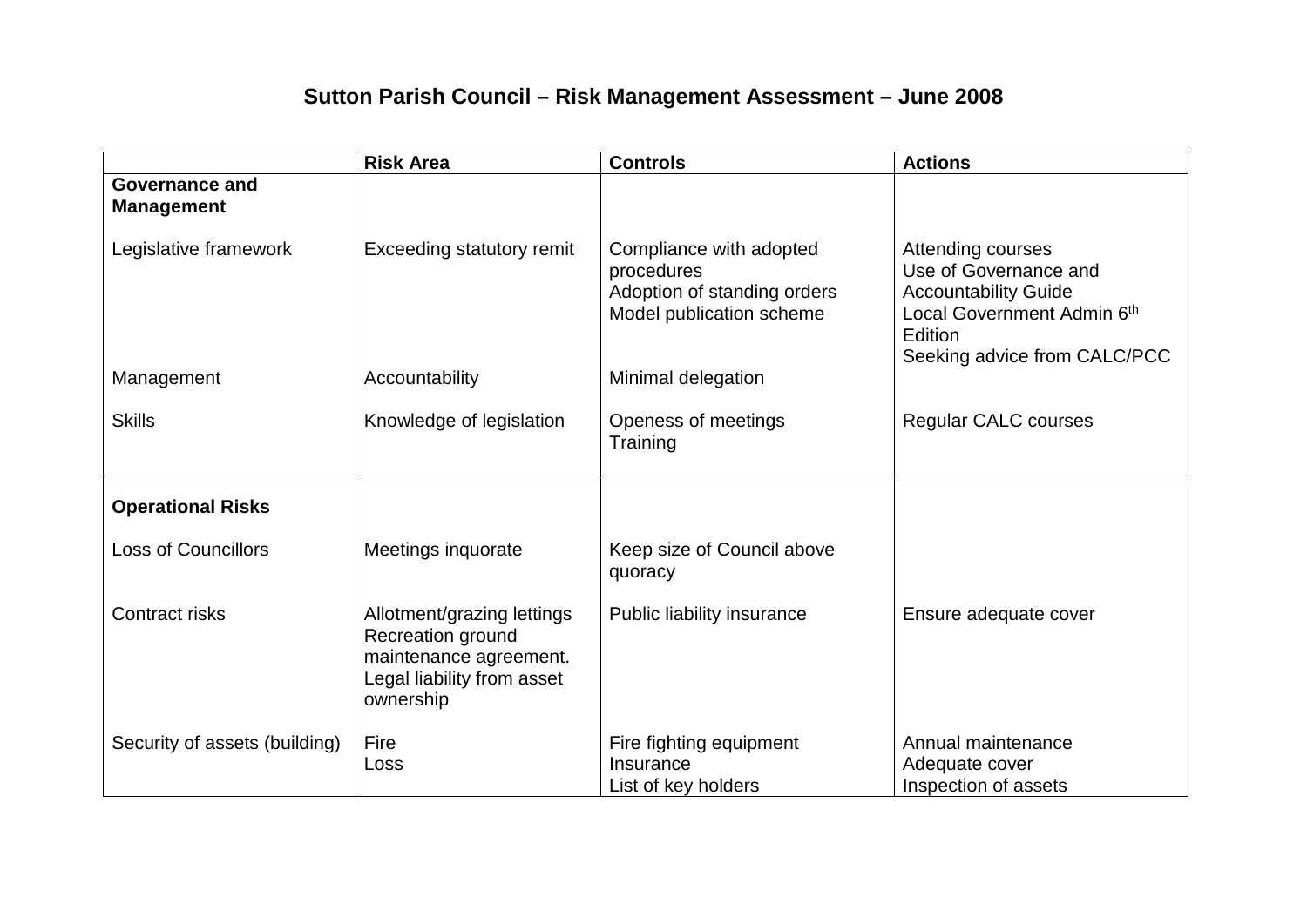# Sutton Parish Council – Risk Management Assessment – June 2008

| | Risk Area | Controls | Actions |
|---|---|---|---|
| **Governance and Management** | | | |
| Legislative framework | Exceeding statutory remit | Compliance with adopted procedures<br>Adoption of standing orders<br>Model publication scheme | Attending courses<br>Use of Governance and Accountability Guide<br>Local Government Admin 6th Edition<br>Seeking advice from CALC/PCC |
| Management | Accountability | Minimal delegation | |
| Skills | Knowledge of legislation | Openess of meetings<br>Training | Regular CALC courses |
| **Operational Risks** | | | |
| Loss of Councillors | Meetings inquorate | Keep size of Council above quoracy | |
| Contract risks | Allotment/grazing lettings<br>Recreation ground maintenance agreement.<br>Legal liability from asset ownership | Public liability insurance | Ensure adequate cover |
| Security of assets (building) | Fire<br>Loss | Fire fighting equipment<br>Insurance<br>List of key holders | Annual maintenance<br>Adequate cover<br>Inspection of assets |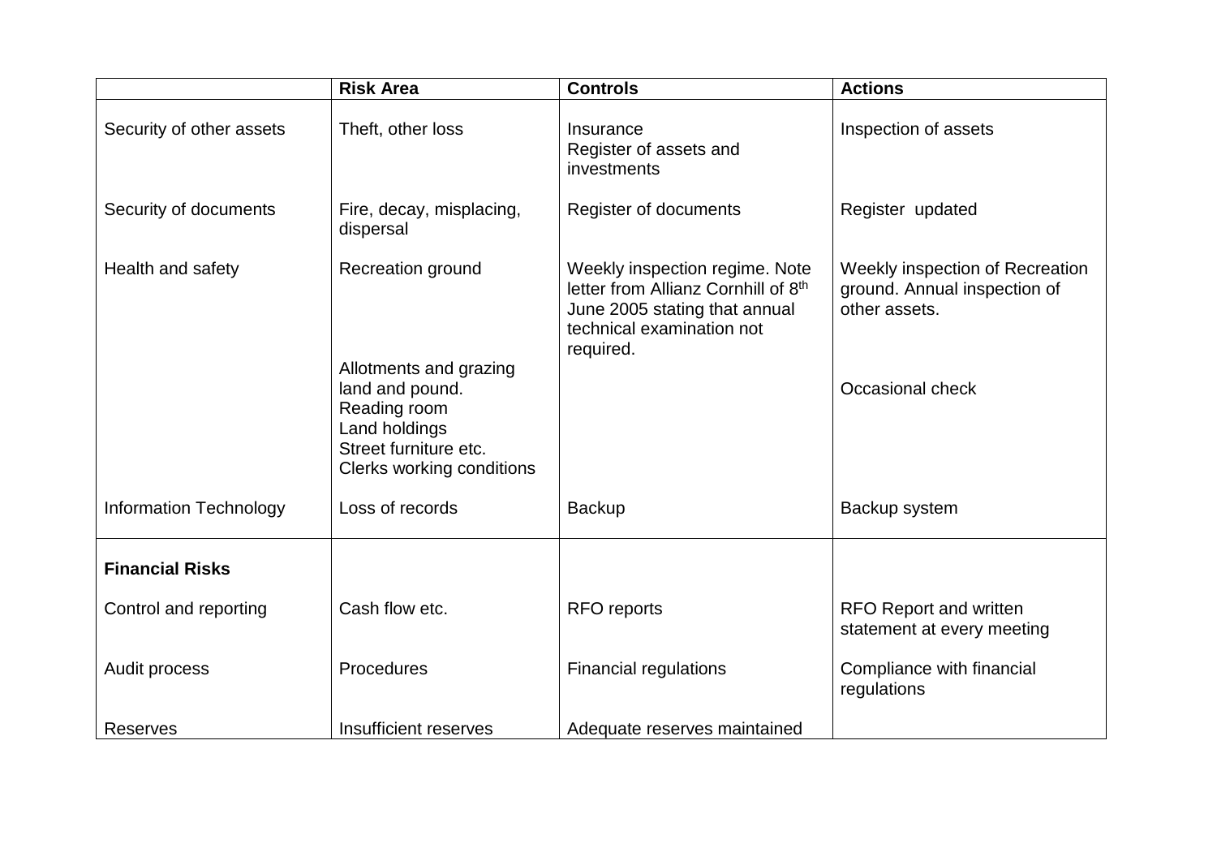| | Risk Area | Controls | Actions |
|---|---|---|---|
| Security of other assets | Theft, other loss | Insurance<br>Register of assets and investments | Inspection of assets |
| Security of documents | Fire, decay, misplacing, dispersal | Register of documents | Register updated |
| Health and safety | Recreation ground | Weekly inspection regime. Note letter from Allianz Cornhill of 8th June 2005 stating that annual technical examination not required. | Weekly inspection of Recreation ground. Annual inspection of other assets. |
| | Allotments and grazing land and pound.<br>Reading room<br>Land holdings<br>Street furniture etc.<br>Clerks working conditions | | Occasional check |
| Information Technology | Loss of records | Backup | Backup system |
| **Financial Risks** | | | |
| Control and reporting | Cash flow etc. | RFO reports | RFO Report and written statement at every meeting |
| Audit process | Procedures | Financial regulations | Compliance with financial regulations |
| Reserves | Insufficient reserves | Adequate reserves maintained | |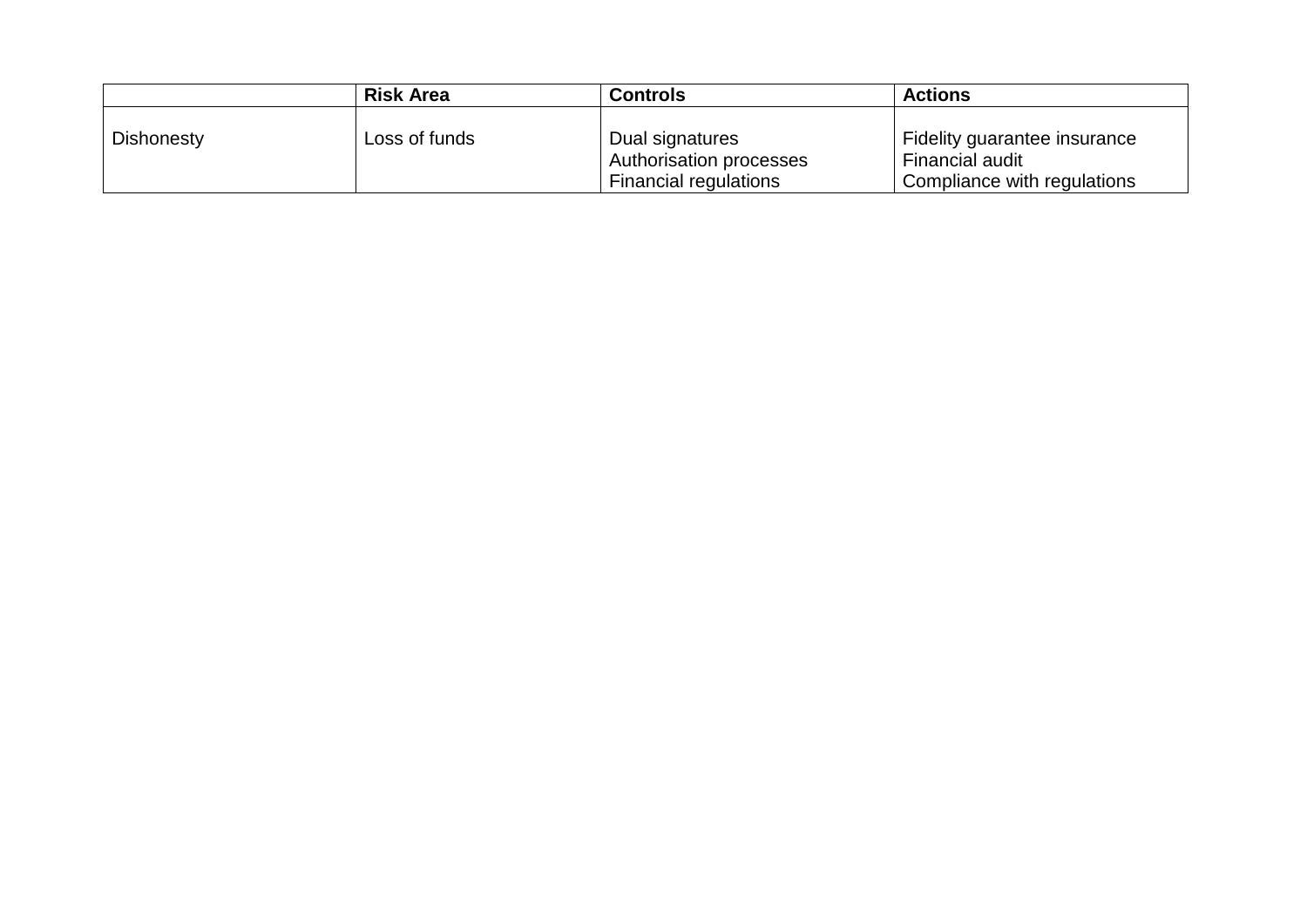| | **Risk Area** | **Controls** | **Actions** |
|---|---|---|---|
| Dishonesty | Loss of funds | Dual signatures<br>Authorisation processes<br>Financial regulations | Fidelity guarantee insurance<br>Financial audit<br>Compliance with regulations |